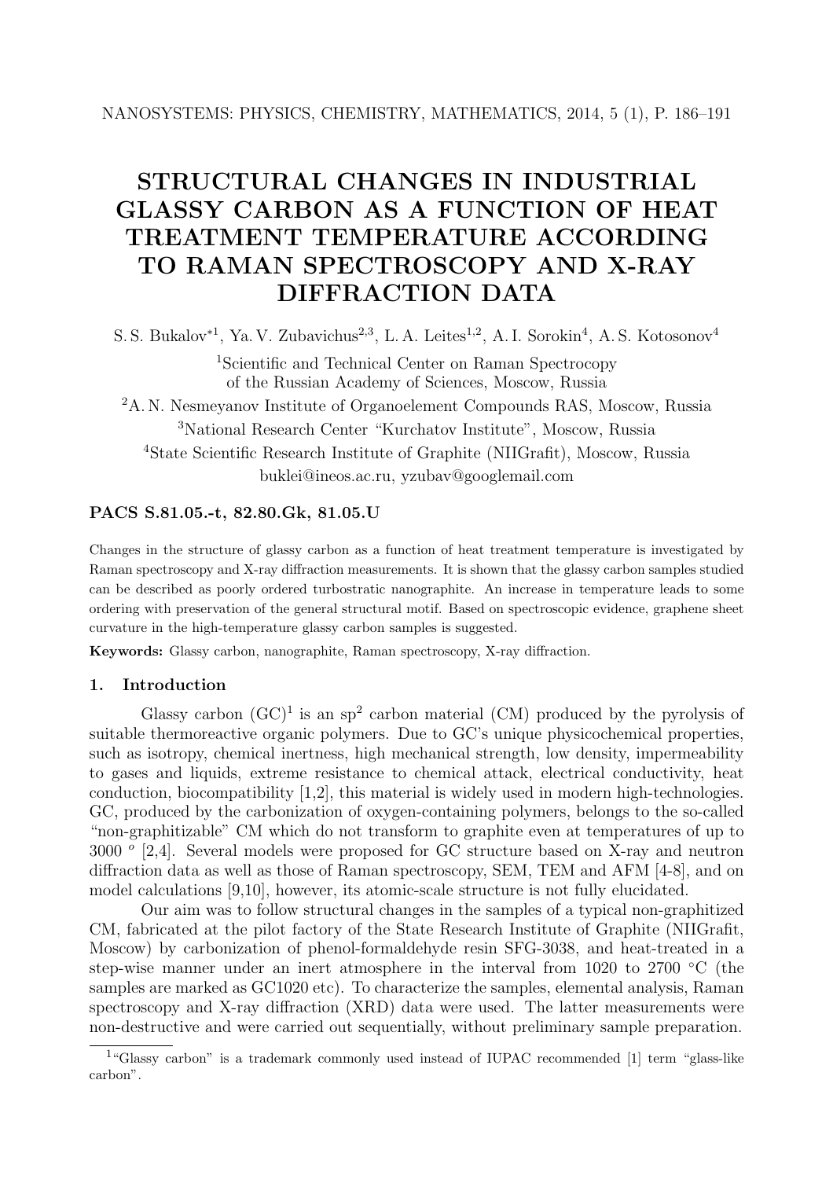# STRUCTURAL CHANGES IN INDUSTRIAL GLASSY CARBON AS A FUNCTION OF HEAT TREATMENT TEMPERATURE ACCORDING TO RAMAN SPECTROSCOPY AND X-RAY DIFFRACTION DATA

S. S. Bukalov*[1], Ya. V. Zubavichus[2,3], L. A. Leites[1,2], A. I. Sorokin[4], A. S. Kotosonov[4]

[1]Scientific and Technical Center on Raman Spectrocopy of the Russian Academy of Sciences, Moscow, Russia

[2]A. N. Nesmeyanov Institute of Organoelement Compounds RAS, Moscow, Russia

[3]National Research Center "Kurchatov Institute", Moscow, Russia

[4]State Scientific Research Institute of Graphite (NIIGrafit), Moscow, Russia

buklei@ineos.ac.ru, yzubav@googlemail.com

**PACS S.81.05.-t, 82.80.Gk, 81.05.U**

Changes in the structure of glassy carbon as a function of heat treatment temperature is investigated by Raman spectroscopy and X-ray diffraction measurements. It is shown that the glassy carbon samples studied can be described as poorly ordered turbostratic nanographite. An increase in temperature leads to some ordering with preservation of the general structural motif. Based on spectroscopic evidence, graphene sheet curvature in the high-temperature glassy carbon samples is suggested.

**Keywords:** Glassy carbon, nanographite, Raman spectroscopy, X-ray diffraction.

## 1. Introduction

Glassy carbon (GC)[1] is an $sp^2$ carbon material (CM) produced by the pyrolysis of suitable thermoreactive organic polymers. Due to GC's unique physicochemical properties, such as isotropy, chemical inertness, high mechanical strength, low density, impermeability to gases and liquids, extreme resistance to chemical attack, electrical conductivity, heat conduction, biocompatibility [1,2], this material is widely used in modern high-technologies. GC, produced by the carbonization of oxygen-containing polymers, belongs to the so-called "non-graphitizable" CM which do not transform to graphite even at temperatures of up to 3000 $^o$ [2,4]. Several models were proposed for GC structure based on X-ray and neutron diffraction data as well as those of Raman spectroscopy, SEM, TEM and AFM [4-8], and on model calculations [9,10], however, its atomic-scale structure is not fully elucidated.

Our aim was to follow structural changes in the samples of a typical non-graphitized CM, fabricated at the pilot factory of the State Research Institute of Graphite (NIIGrafit, Moscow) by carbonization of phenol-formaldehyde resin SFG-3038, and heat-treated in a step-wise manner under an inert atmosphere in the interval from 1020 to 2700 °C (the samples are marked as GC1020 etc). To characterize the samples, elemental analysis, Raman spectroscopy and X-ray diffraction (XRD) data were used. The latter measurements were non-destructive and were carried out sequentially, without preliminary sample preparation.

[1]"Glassy carbon" is a trademark commonly used instead of IUPAC recommended [1] term "glass-like carbon".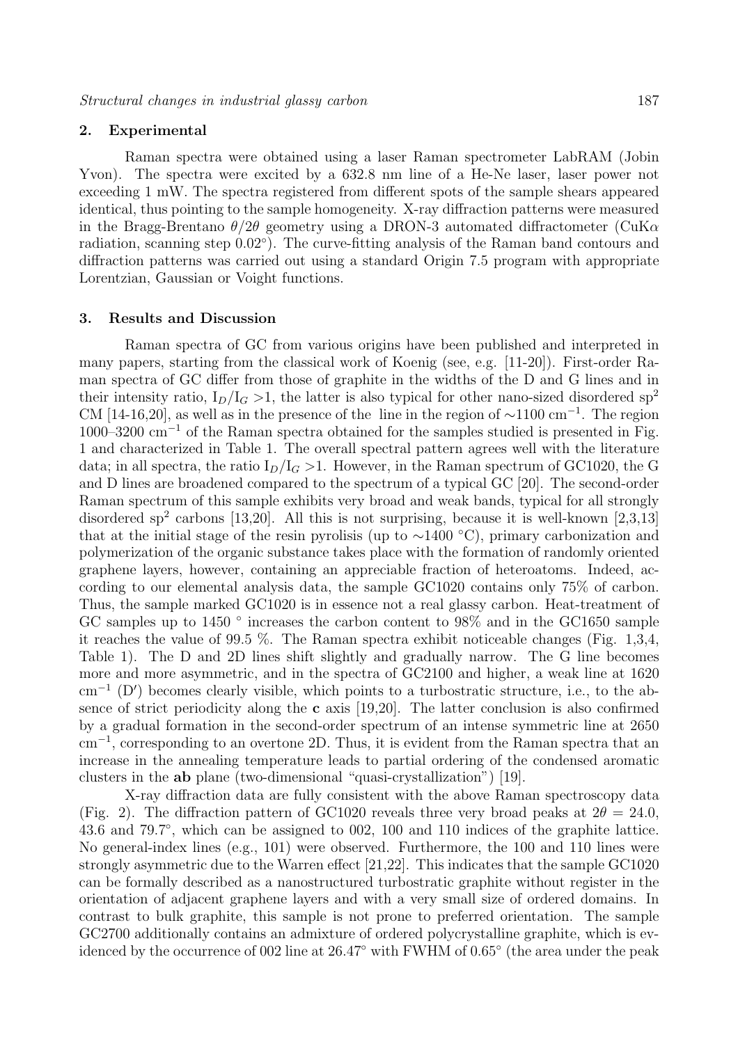## 2. Experimental

Raman spectra were obtained using a laser Raman spectrometer LabRAM (Jobin Yvon). The spectra were excited by a 632.8 nm line of a He-Ne laser, laser power not exceeding 1 mW. The spectra registered from different spots of the sample shears appeared identical, thus pointing to the sample homogeneity. X-ray diffraction patterns were measured in the Bragg-Brentano $\theta/2\theta$ geometry using a DRON-3 automated diffractometer (CuK$\alpha$ radiation, scanning step 0.02°). The curve-fitting analysis of the Raman band contours and diffraction patterns was carried out using a standard Origin 7.5 program with appropriate Lorentzian, Gaussian or Voight functions.

## 3. Results and Discussion

Raman spectra of GC from various origins have been published and interpreted in many papers, starting from the classical work of Koenig (see, e.g. [11-20]). First-order Raman spectra of GC differ from those of graphite in the widths of the D and G lines and in their intensity ratio, $I_D/I_G > 1$, the latter is also typical for other nano-sized disordered sp$^2$ CM [14-16,20], as well as in the presence of the line in the region of $\sim$1100 cm$^{-1}$. The region 1000–3200 cm$^{-1}$ of the Raman spectra obtained for the samples studied is presented in Fig. 1 and characterized in Table 1. The overall spectral pattern agrees well with the literature data; in all spectra, the ratio $I_D/I_G > 1$. However, in the Raman spectrum of GC1020, the G and D lines are broadened compared to the spectrum of a typical GC [20]. The second-order Raman spectrum of this sample exhibits very broad and weak bands, typical for all strongly disordered sp$^2$ carbons [13,20]. All this is not surprising, because it is well-known [2,3,13] that at the initial stage of the resin pyrolisis (up to $\sim$1400 °C), primary carbonization and polymerization of the organic substance takes place with the formation of randomly oriented graphene layers, however, containing an appreciable fraction of heteroatoms. Indeed, according to our elemental analysis data, the sample GC1020 contains only 75% of carbon. Thus, the sample marked GC1020 is in essence not a real glassy carbon. Heat-treatment of GC samples up to 1450 ° increases the carbon content to 98% and in the GC1650 sample it reaches the value of 99.5 %. The Raman spectra exhibit noticeable changes (Fig. 1,3,4, Table 1). The D and 2D lines shift slightly and gradually narrow. The G line becomes more and more asymmetric, and in the spectra of GC2100 and higher, a weak line at 1620 cm$^{-1}$ (D′) becomes clearly visible, which points to a turbostratic structure, i.e., to the absence of strict periodicity along the **c** axis [19,20]. The latter conclusion is also confirmed by a gradual formation in the second-order spectrum of an intense symmetric line at 2650 cm$^{-1}$, corresponding to an overtone 2D. Thus, it is evident from the Raman spectra that an increase in the annealing temperature leads to partial ordering of the condensed aromatic clusters in the **ab** plane (two-dimensional "quasi-crystallization") [19].

X-ray diffraction data are fully consistent with the above Raman spectroscopy data (Fig. 2). The diffraction pattern of GC1020 reveals three very broad peaks at $2\theta$ = 24.0, 43.6 and 79.7°, which can be assigned to 002, 100 and 110 indices of the graphite lattice. No general-index lines (e.g., 101) were observed. Furthermore, the 100 and 110 lines were strongly asymmetric due to the Warren effect [21,22]. This indicates that the sample GC1020 can be formally described as a nanostructured turbostratic graphite without register in the orientation of adjacent graphene layers and with a very small size of ordered domains. In contrast to bulk graphite, this sample is not prone to preferred orientation. The sample GC2700 additionally contains an admixture of ordered polycrystalline graphite, which is evidenced by the occurrence of 002 line at 26.47° with FWHM of 0.65° (the area under the peak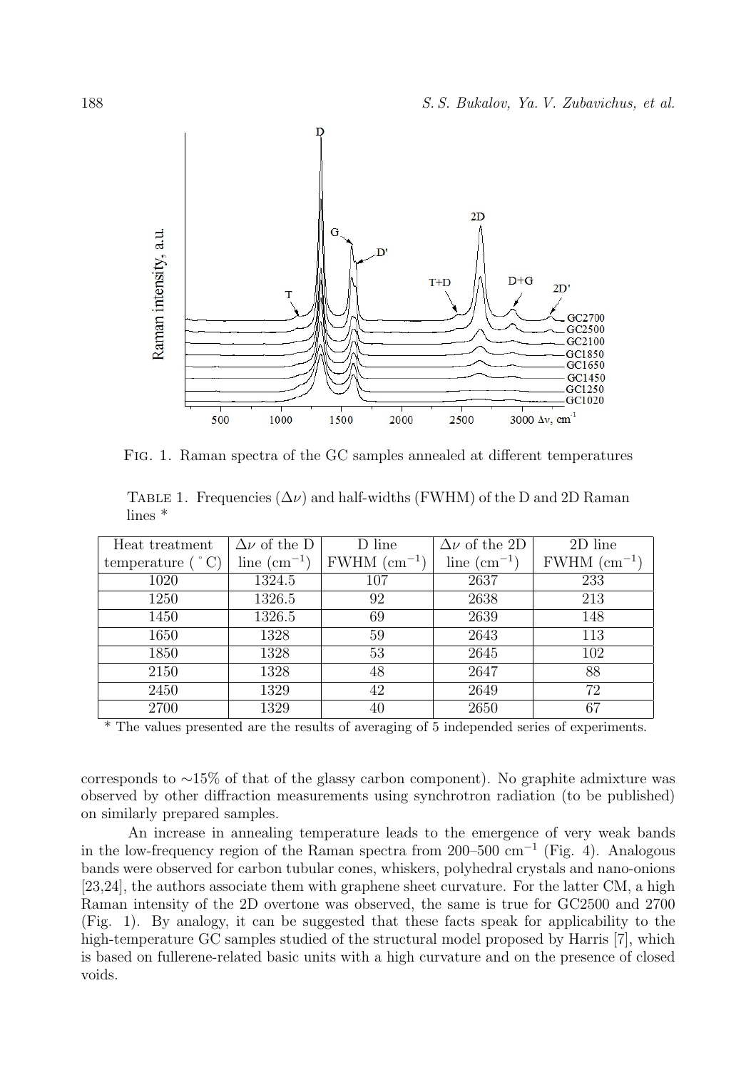Fig. 1. Raman spectra of the GC samples annealed at different temperatures

Table 1. Frequencies ($\Delta\nu$) and half-widths (FWHM) of the D and 2D Raman lines *

| Heat treatment temperature ( $^{\circ}$C) | $\Delta\nu$ of the D line (cm$^{-1}$) | D line FWHM (cm$^{-1}$) | $\Delta\nu$ of the 2D line (cm$^{-1}$) | 2D line FWHM (cm$^{-1}$) |
|---|---|---|---|---|
| 1020 | 1324.5 | 107 | 2637 | 233 |
| 1250 | 1326.5 | 92 | 2638 | 213 |
| 1450 | 1326.5 | 69 | 2639 | 148 |
| 1650 | 1328 | 59 | 2643 | 113 |
| 1850 | 1328 | 53 | 2645 | 102 |
| 2150 | 1328 | 48 | 2647 | 88 |
| 2450 | 1329 | 42 | 2649 | 72 |
| 2700 | 1329 | 40 | 2650 | 67 |

* The values presented are the results of averaging of 5 independed series of experiments.

corresponds to ∼15% of that of the glassy carbon component). No graphite admixture was observed by other diffraction measurements using synchrotron radiation (to be published) on similarly prepared samples.

An increase in annealing temperature leads to the emergence of very weak bands in the low-frequency region of the Raman spectra from 200–500 cm$^{-1}$ (Fig. 4). Analogous bands were observed for carbon tubular cones, whiskers, polyhedral crystals and nano-onions [23,24], the authors associate them with graphene sheet curvature. For the latter CM, a high Raman intensity of the 2D overtone was observed, the same is true for GC2500 and 2700 (Fig. 1). By analogy, it can be suggested that these facts speak for applicability to the high-temperature GC samples studied of the structural model proposed by Harris [7], which is based on fullerene-related basic units with a high curvature and on the presence of closed voids.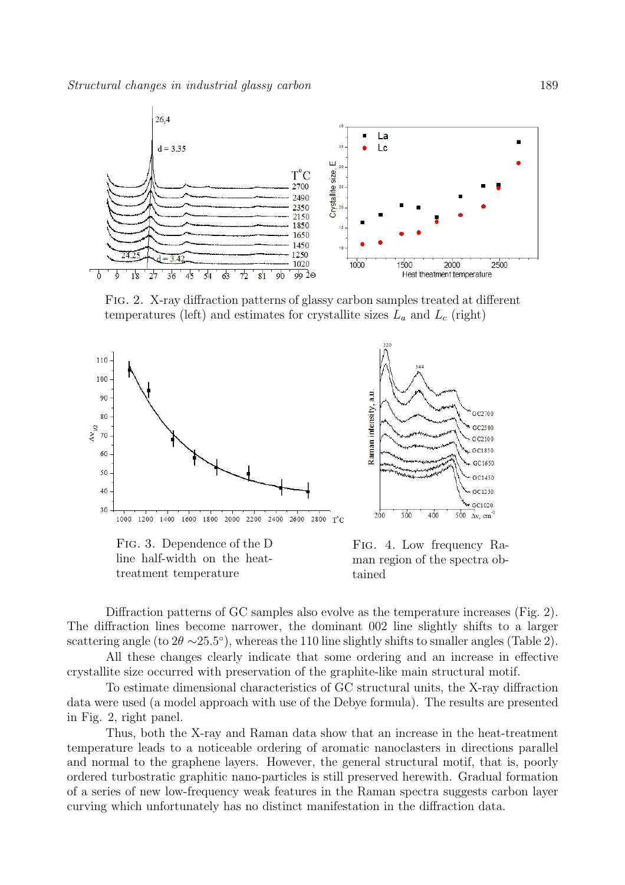FIG. 2. X-ray diffraction patterns of glassy carbon samples treated at different temperatures (left) and estimates for crystallite sizes $L_a$ and $L_c$ (right)

FIG. 3. Dependence of the D line half-width on the heat-treatment temperature

FIG. 4. Low frequency Raman region of the spectra obtained

Diffraction patterns of GC samples also evolve as the temperature increases (Fig. 2). The diffraction lines become narrower, the dominant 002 line slightly shifts to a larger scattering angle (to $2\theta \sim 25.5^{\circ}$), whereas the 110 line slightly shifts to smaller angles (Table 2).

All these changes clearly indicate that some ordering and an increase in effective crystallite size occurred with preservation of the graphite-like main structural motif.

To estimate dimensional characteristics of GC structural units, the X-ray diffraction data were used (a model approach with use of the Debye formula). The results are presented in Fig. 2, right panel.

Thus, both the X-ray and Raman data show that an increase in the heat-treatment temperature leads to a noticeable ordering of aromatic nanoclasters in directions parallel and normal to the graphene layers. However, the general structural motif, that is, poorly ordered turbostratic graphitic nano-particles is still preserved herewith. Gradual formation of a series of new low-frequency weak features in the Raman spectra suggests carbon layer curving which unfortunately has no distinct manifestation in the diffraction data.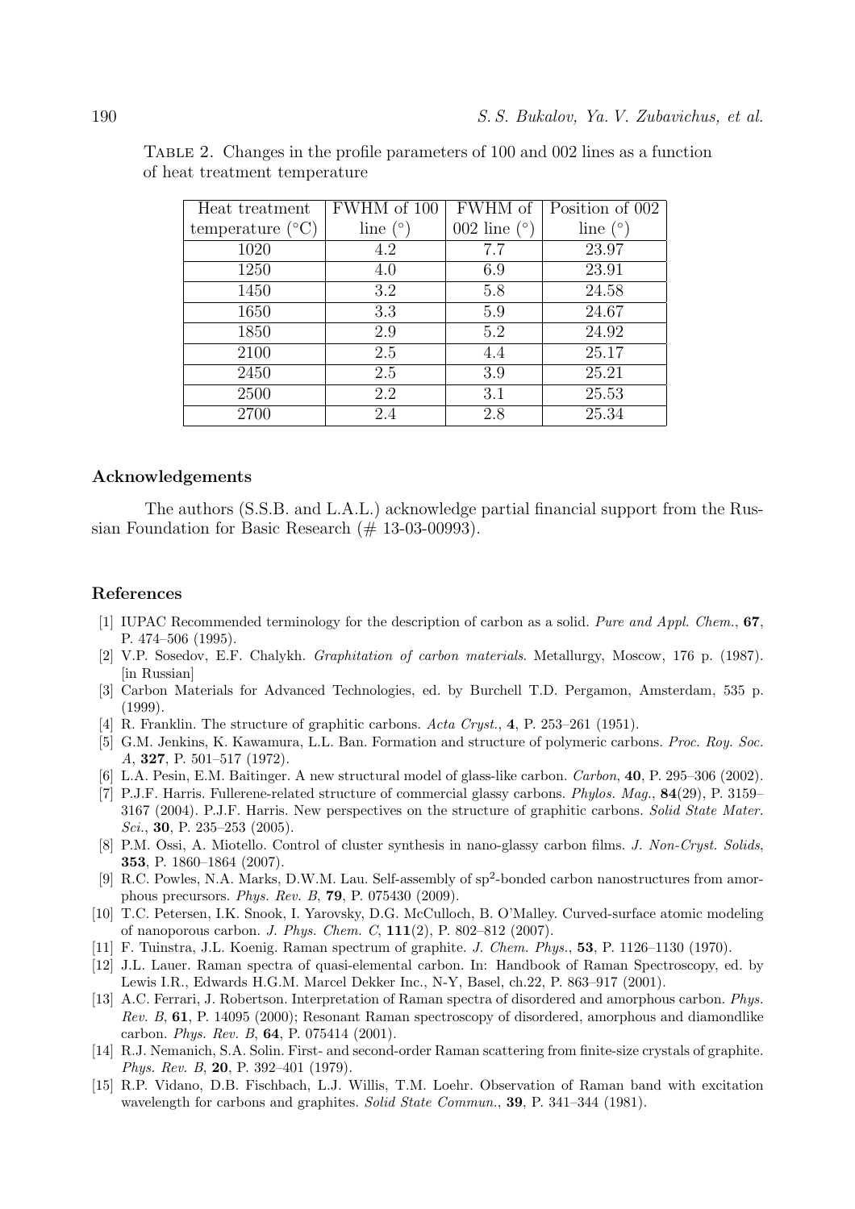Table 2. Changes in the profile parameters of 100 and 002 lines as a function of heat treatment temperature

| Heat treatment temperature (°C) | FWHM of 100 line (°) | FWHM of 002 line (°) | Position of 002 line (°) |
|---|---|---|---|
| 1020 | 4.2 | 7.7 | 23.97 |
| 1250 | 4.0 | 6.9 | 23.91 |
| 1450 | 3.2 | 5.8 | 24.58 |
| 1650 | 3.3 | 5.9 | 24.67 |
| 1850 | 2.9 | 5.2 | 24.92 |
| 2100 | 2.5 | 4.4 | 25.17 |
| 2450 | 2.5 | 3.9 | 25.21 |
| 2500 | 2.2 | 3.1 | 25.53 |
| 2700 | 2.4 | 2.8 | 25.34 |

## Acknowledgements

The authors (S.S.B. and L.A.L.) acknowledge partial financial support from the Russian Foundation for Basic Research (# 13-03-00993).

## References

[1] IUPAC Recommended terminology for the description of carbon as a solid. *Pure and Appl. Chem.*, **67**, P. 474–506 (1995).

[2] V.P. Sosedov, E.F. Chalykh. *Graphitation of carbon materials*. Metallurgy, Moscow, 176 p. (1987). [in Russian]

[3] Carbon Materials for Advanced Technologies, ed. by Burchell T.D. Pergamon, Amsterdam, 535 p. (1999).

[4] R. Franklin. The structure of graphitic carbons. *Acta Cryst.*, **4**, P. 253–261 (1951).

[5] G.M. Jenkins, K. Kawamura, L.L. Ban. Formation and structure of polymeric carbons. *Proc. Roy. Soc. A*, **327**, P. 501–517 (1972).

[6] L.A. Pesin, E.M. Baitinger. A new structural model of glass-like carbon. *Carbon*, **40**, P. 295–306 (2002).

[7] P.J.F. Harris. Fullerene-related structure of commercial glassy carbons. *Phylos. Mag.*, **84**(29), P. 3159–3167 (2004). P.J.F. Harris. New perspectives on the structure of graphitic carbons. *Solid State Mater. Sci.*, **30**, P. 235–253 (2005).

[8] P.M. Ossi, A. Miotello. Control of cluster synthesis in nano-glassy carbon films. *J. Non-Cryst. Solids*, **353**, P. 1860–1864 (2007).

[9] R.C. Powles, N.A. Marks, D.W.M. Lau. Self-assembly of $sp^2$-bonded carbon nanostructures from amorphous precursors. *Phys. Rev. B*, **79**, P. 075430 (2009).

[10] T.C. Petersen, I.K. Snook, I. Yarovsky, D.G. McCulloch, B. O'Malley. Curved-surface atomic modeling of nanoporous carbon. *J. Phys. Chem. C*, **111**(2), P. 802–812 (2007).

[11] F. Tuinstra, J.L. Koenig. Raman spectrum of graphite. *J. Chem. Phys.*, **53**, P. 1126–1130 (1970).

[12] J.L. Lauer. Raman spectra of quasi-elemental carbon. In: Handbook of Raman Spectroscopy, ed. by Lewis I.R., Edwards H.G.M. Marcel Dekker Inc., N-Y, Basel, ch.22, P. 863–917 (2001).

[13] A.C. Ferrari, J. Robertson. Interpretation of Raman spectra of disordered and amorphous carbon. *Phys. Rev. B*, **61**, P. 14095 (2000); Resonant Raman spectroscopy of disordered, amorphous and diamondlike carbon. *Phys. Rev. B*, **64**, P. 075414 (2001).

[14] R.J. Nemanich, S.A. Solin. First- and second-order Raman scattering from finite-size crystals of graphite. *Phys. Rev. B*, **20**, P. 392–401 (1979).

[15] R.P. Vidano, D.B. Fischbach, L.J. Willis, T.M. Loehr. Observation of Raman band with excitation wavelength for carbons and graphites. *Solid State Commun.*, **39**, P. 341–344 (1981).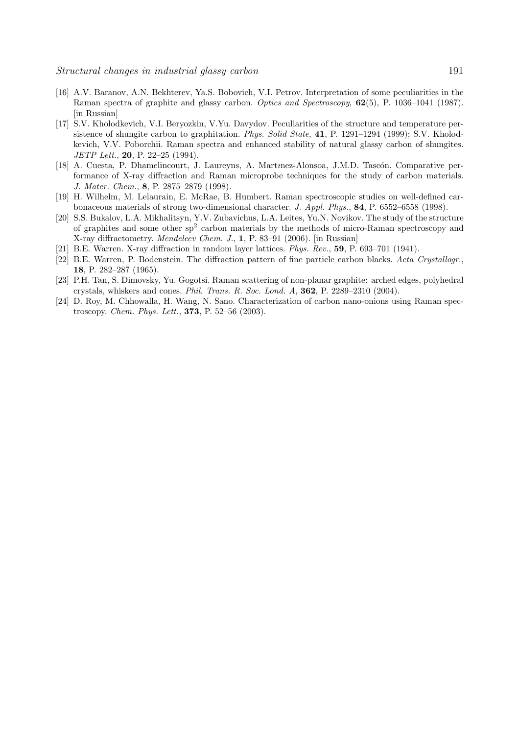[16] A.V. Baranov, A.N. Bekhterev, Ya.S. Bobovich, V.I. Petrov. Interpretation of some peculiarities in the Raman spectra of graphite and glassy carbon. *Optics and Spectroscopy*, **62**(5), P. 1036–1041 (1987). [in Russian]

[17] S.V. Kholodkevich, V.I. Beryozkin, V.Yu. Davydov. Peculiarities of the structure and temperature persistence of shungite carbon to graphitation. *Phys. Solid State*, **41**, P. 1291–1294 (1999); S.V. Kholodkevich, V.V. Poborchii. Raman spectra and enhanced stability of natural glassy carbon of shungites. *JETP Lett.*, **20**, P. 22–25 (1994).

[18] A. Cuesta, P. Dhamelincourt, J. Laureyns, A. Martınez-Alonsoa, J.M.D. Tascón. Comparative performance of X-ray diffraction and Raman microprobe techniques for the study of carbon materials. *J. Mater. Chem.*, **8**, P. 2875–2879 (1998).

[19] H. Wilhelm, M. Lelaurain, E. McRae, B. Humbert. Raman spectroscopic studies on well-defined carbonaceous materials of strong two-dimensional character. *J. Appl. Phys.*, **84**, P. 6552–6558 (1998).

[20] S.S. Bukalov, L.A. Mikhalitsyn, Y.V. Zubavichus, L.A. Leites, Yu.N. Novikov. The study of the structure of graphites and some other $sp^2$ carbon materials by the methods of micro-Raman spectroscopy and X-ray diffractometry. *Mendeleev Chem. J.*, **1**, P. 83–91 (2006). [in Russian]

[21] B.E. Warren. X-ray diffraction in random layer lattices. *Phys. Rev.*, **59**, P. 693–701 (1941).

[22] B.E. Warren, P. Bodenstein. The diffraction pattern of fine particle carbon blacks. *Acta Crystallogr.*, **18**, P. 282–287 (1965).

[23] P.H. Tan, S. Dimovsky, Yu. Gogotsi. Raman scattering of non-planar graphite: arched edges, polyhedral crystals, whiskers and cones. *Phil. Trans. R. Soc. Lond. A*, **362**, P. 2289–2310 (2004).

[24] D. Roy, M. Chhowalla, H. Wang, N. Sano. Characterization of carbon nano-onions using Raman spectroscopy. *Chem. Phys. Lett.*, **373**, P. 52–56 (2003).